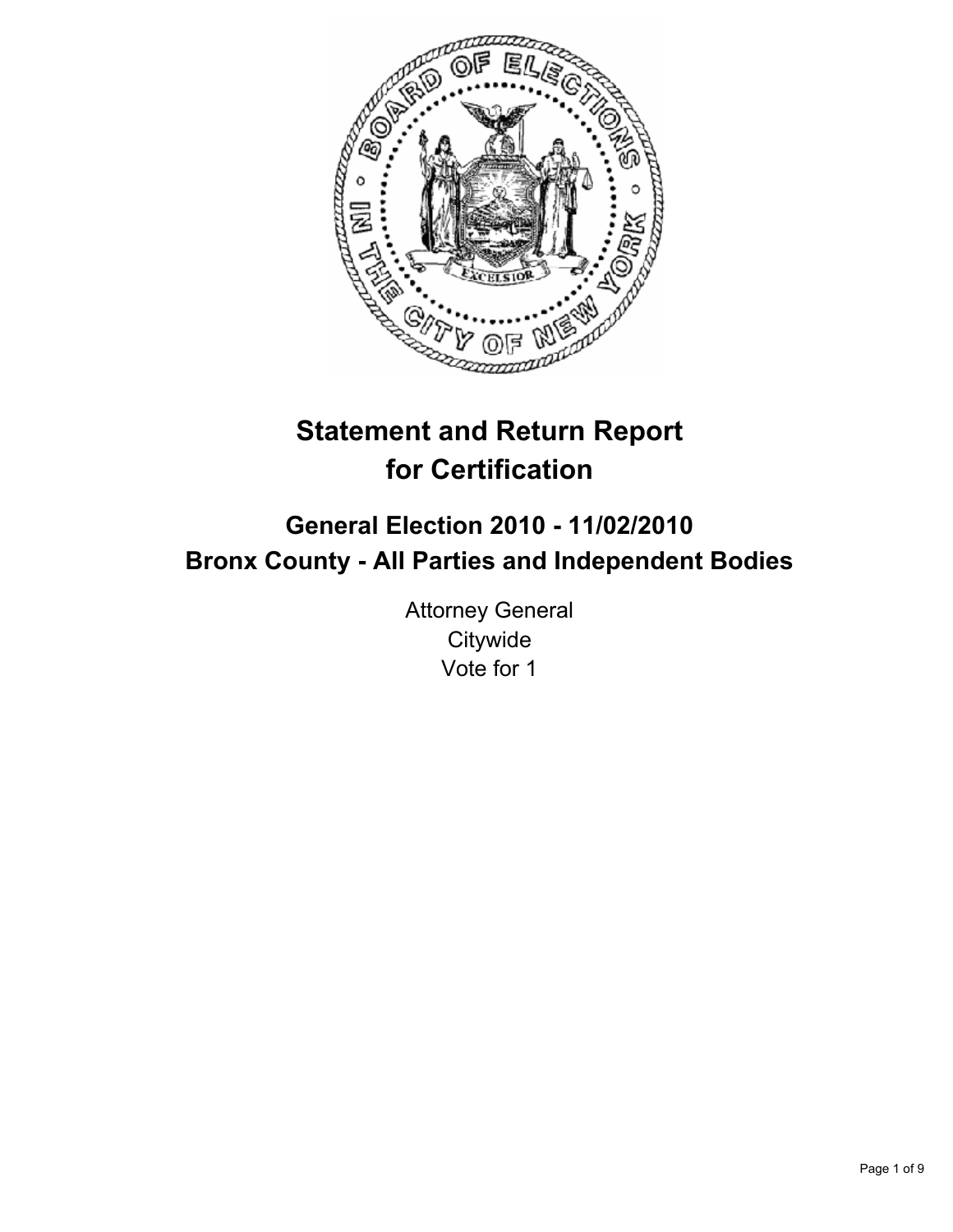# Statement and Return Report for Certification

## General Election 2010 - 11/02/2010

## Bronx County - All Parties and Independent Bodies

Attorney General
Citywide
Vote for 1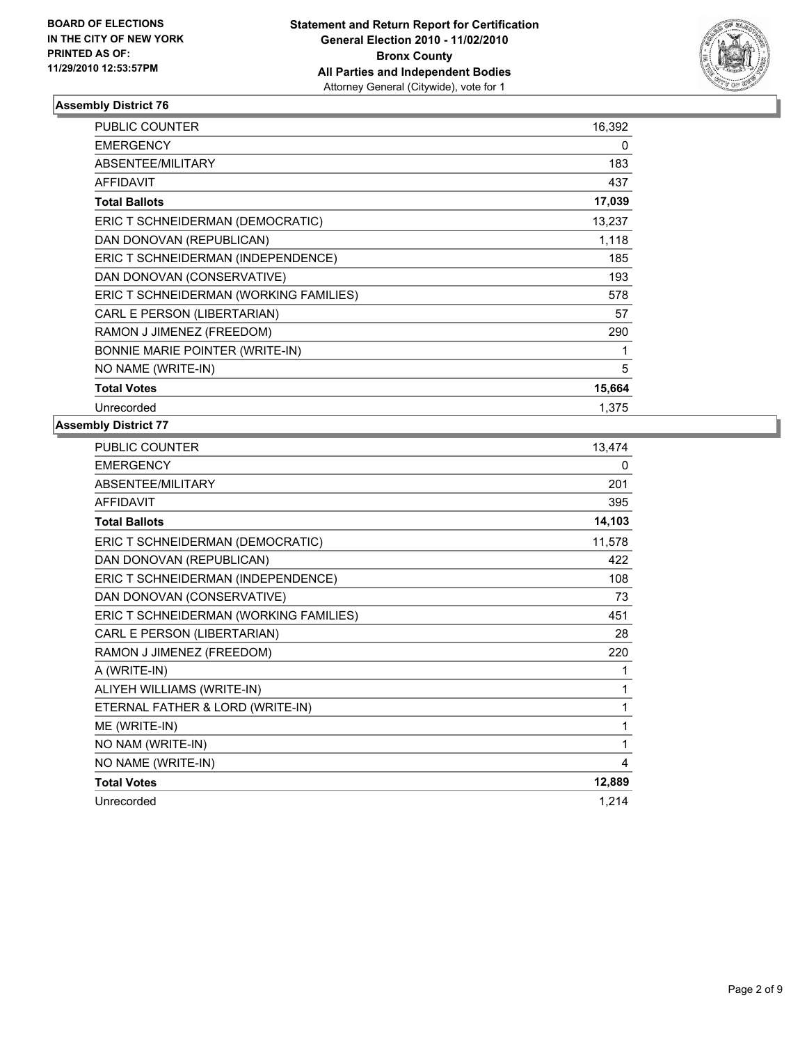**BOARD OF ELECTIONS IN THE CITY OF NEW YORK PRINTED AS OF: 11/29/2010 12:53:57PM**

**Statement and Return Report for Certification General Election 2010 - 11/02/2010 Bronx County All Parties and Independent Bodies**
Attorney General (Citywide), vote for 1

### Assembly District 76

| | |
|---|---|
| PUBLIC COUNTER | 16,392 |
| EMERGENCY | 0 |
| ABSENTEE/MILITARY | 183 |
| AFFIDAVIT | 437 |
| **Total Ballots** | **17,039** |
| ERIC T SCHNEIDERMAN (DEMOCRATIC) | 13,237 |
| DAN DONOVAN (REPUBLICAN) | 1,118 |
| ERIC T SCHNEIDERMAN (INDEPENDENCE) | 185 |
| DAN DONOVAN (CONSERVATIVE) | 193 |
| ERIC T SCHNEIDERMAN (WORKING FAMILIES) | 578 |
| CARL E PERSON (LIBERTARIAN) | 57 |
| RAMON J JIMENEZ (FREEDOM) | 290 |
| BONNIE MARIE POINTER (WRITE-IN) | 1 |
| NO NAME (WRITE-IN) | 5 |
| **Total Votes** | **15,664** |
| Unrecorded | 1,375 |

### Assembly District 77

| | |
|---|---|
| PUBLIC COUNTER | 13,474 |
| EMERGENCY | 0 |
| ABSENTEE/MILITARY | 201 |
| AFFIDAVIT | 395 |
| **Total Ballots** | **14,103** |
| ERIC T SCHNEIDERMAN (DEMOCRATIC) | 11,578 |
| DAN DONOVAN (REPUBLICAN) | 422 |
| ERIC T SCHNEIDERMAN (INDEPENDENCE) | 108 |
| DAN DONOVAN (CONSERVATIVE) | 73 |
| ERIC T SCHNEIDERMAN (WORKING FAMILIES) | 451 |
| CARL E PERSON (LIBERTARIAN) | 28 |
| RAMON J JIMENEZ (FREEDOM) | 220 |
| A (WRITE-IN) | 1 |
| ALIYEH WILLIAMS (WRITE-IN) | 1 |
| ETERNAL FATHER & LORD (WRITE-IN) | 1 |
| ME (WRITE-IN) | 1 |
| NO NAM (WRITE-IN) | 1 |
| NO NAME (WRITE-IN) | 4 |
| **Total Votes** | **12,889** |
| Unrecorded | 1,214 |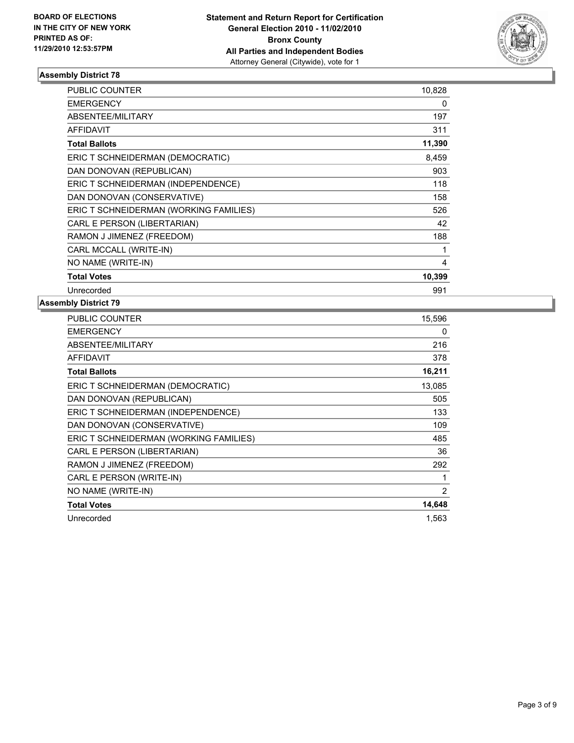BOARD OF ELECTIONS
IN THE CITY OF NEW YORK
PRINTED AS OF:
11/29/2010 12:53:57PM

**Statement and Return Report for Certification**
**General Election 2010 - 11/02/2010**
**Bronx County**
**All Parties and Independent Bodies**
Attorney General (Citywide), vote for 1

### Assembly District 78

| | |
|---|---|
| PUBLIC COUNTER | 10,828 |
| EMERGENCY | 0 |
| ABSENTEE/MILITARY | 197 |
| AFFIDAVIT | 311 |
| **Total Ballots** | **11,390** |
| ERIC T SCHNEIDERMAN (DEMOCRATIC) | 8,459 |
| DAN DONOVAN (REPUBLICAN) | 903 |
| ERIC T SCHNEIDERMAN (INDEPENDENCE) | 118 |
| DAN DONOVAN (CONSERVATIVE) | 158 |
| ERIC T SCHNEIDERMAN (WORKING FAMILIES) | 526 |
| CARL E PERSON (LIBERTARIAN) | 42 |
| RAMON J JIMENEZ (FREEDOM) | 188 |
| CARL MCCALL (WRITE-IN) | 1 |
| NO NAME (WRITE-IN) | 4 |
| **Total Votes** | **10,399** |
| Unrecorded | 991 |

### Assembly District 79

| | |
|---|---|
| PUBLIC COUNTER | 15,596 |
| EMERGENCY | 0 |
| ABSENTEE/MILITARY | 216 |
| AFFIDAVIT | 378 |
| **Total Ballots** | **16,211** |
| ERIC T SCHNEIDERMAN (DEMOCRATIC) | 13,085 |
| DAN DONOVAN (REPUBLICAN) | 505 |
| ERIC T SCHNEIDERMAN (INDEPENDENCE) | 133 |
| DAN DONOVAN (CONSERVATIVE) | 109 |
| ERIC T SCHNEIDERMAN (WORKING FAMILIES) | 485 |
| CARL E PERSON (LIBERTARIAN) | 36 |
| RAMON J JIMENEZ (FREEDOM) | 292 |
| CARL E PERSON (WRITE-IN) | 1 |
| NO NAME (WRITE-IN) | 2 |
| **Total Votes** | **14,648** |
| Unrecorded | 1,563 |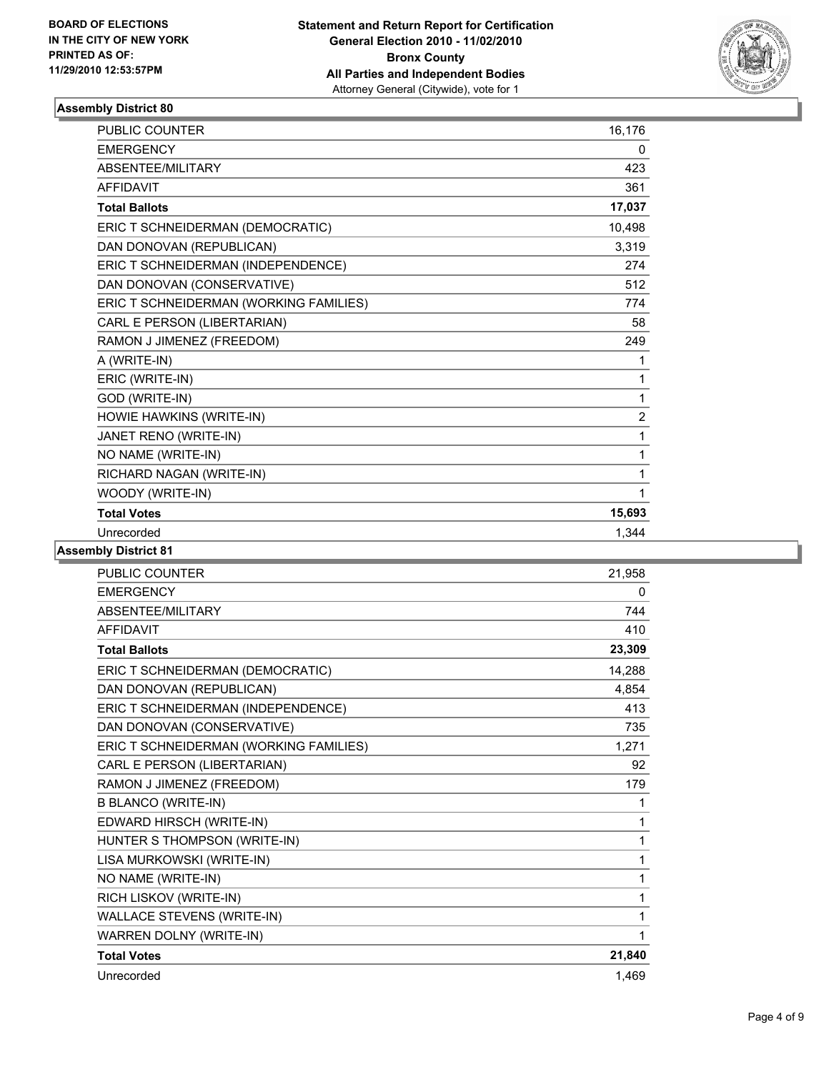**BOARD OF ELECTIONS IN THE CITY OF NEW YORK PRINTED AS OF: 11/29/2010 12:53:57PM**

**Statement and Return Report for Certification General Election 2010 - 11/02/2010 Bronx County All Parties and Independent Bodies**
Attorney General (Citywide), vote for 1

## Assembly District 80

| | |
|---|---|
| PUBLIC COUNTER | 16,176 |
| EMERGENCY | 0 |
| ABSENTEE/MILITARY | 423 |
| AFFIDAVIT | 361 |
| **Total Ballots** | **17,037** |
| ERIC T SCHNEIDERMAN (DEMOCRATIC) | 10,498 |
| DAN DONOVAN (REPUBLICAN) | 3,319 |
| ERIC T SCHNEIDERMAN (INDEPENDENCE) | 274 |
| DAN DONOVAN (CONSERVATIVE) | 512 |
| ERIC T SCHNEIDERMAN (WORKING FAMILIES) | 774 |
| CARL E PERSON (LIBERTARIAN) | 58 |
| RAMON J JIMENEZ (FREEDOM) | 249 |
| A (WRITE-IN) | 1 |
| ERIC (WRITE-IN) | 1 |
| GOD (WRITE-IN) | 1 |
| HOWIE HAWKINS (WRITE-IN) | 2 |
| JANET RENO (WRITE-IN) | 1 |
| NO NAME (WRITE-IN) | 1 |
| RICHARD NAGAN (WRITE-IN) | 1 |
| WOODY (WRITE-IN) | 1 |
| **Total Votes** | **15,693** |
| Unrecorded | 1,344 |

## Assembly District 81

| | |
|---|---|
| PUBLIC COUNTER | 21,958 |
| EMERGENCY | 0 |
| ABSENTEE/MILITARY | 744 |
| AFFIDAVIT | 410 |
| **Total Ballots** | **23,309** |
| ERIC T SCHNEIDERMAN (DEMOCRATIC) | 14,288 |
| DAN DONOVAN (REPUBLICAN) | 4,854 |
| ERIC T SCHNEIDERMAN (INDEPENDENCE) | 413 |
| DAN DONOVAN (CONSERVATIVE) | 735 |
| ERIC T SCHNEIDERMAN (WORKING FAMILIES) | 1,271 |
| CARL E PERSON (LIBERTARIAN) | 92 |
| RAMON J JIMENEZ (FREEDOM) | 179 |
| B BLANCO (WRITE-IN) | 1 |
| EDWARD HIRSCH (WRITE-IN) | 1 |
| HUNTER S THOMPSON (WRITE-IN) | 1 |
| LISA MURKOWSKI (WRITE-IN) | 1 |
| NO NAME (WRITE-IN) | 1 |
| RICH LISKOV (WRITE-IN) | 1 |
| WALLACE STEVENS (WRITE-IN) | 1 |
| WARREN DOLNY (WRITE-IN) | 1 |
| **Total Votes** | **21,840** |
| Unrecorded | 1,469 |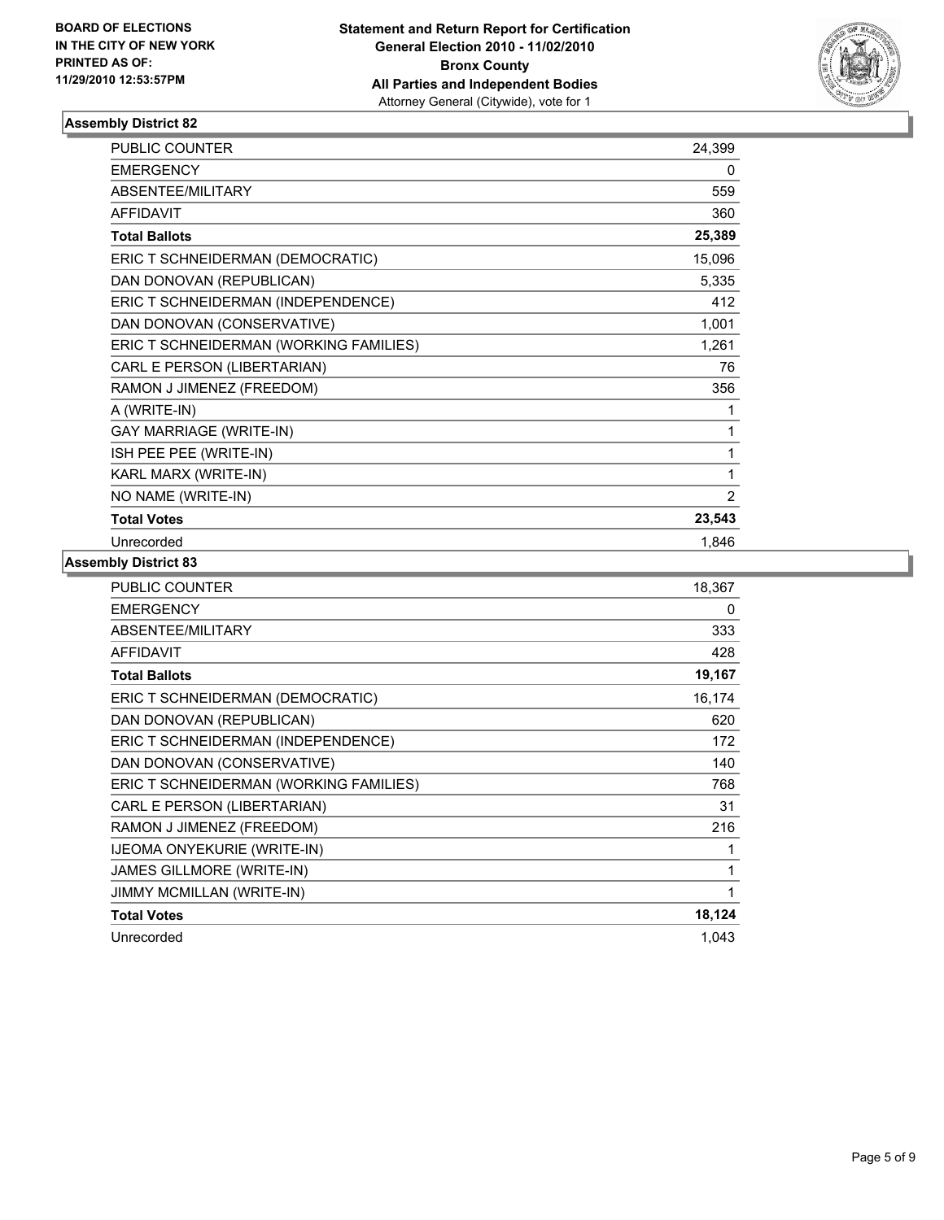BOARD OF ELECTIONS
IN THE CITY OF NEW YORK
PRINTED AS OF:
11/29/2010 12:53:57PM

**Statement and Return Report for Certification**
**General Election 2010 - 11/02/2010**
**Bronx County**
**All Parties and Independent Bodies**
Attorney General (Citywide), vote for 1

### Assembly District 82

| | |
|---|---|
| PUBLIC COUNTER | 24,399 |
| EMERGENCY | 0 |
| ABSENTEE/MILITARY | 559 |
| AFFIDAVIT | 360 |
| **Total Ballots** | **25,389** |
| ERIC T SCHNEIDERMAN (DEMOCRATIC) | 15,096 |
| DAN DONOVAN (REPUBLICAN) | 5,335 |
| ERIC T SCHNEIDERMAN (INDEPENDENCE) | 412 |
| DAN DONOVAN (CONSERVATIVE) | 1,001 |
| ERIC T SCHNEIDERMAN (WORKING FAMILIES) | 1,261 |
| CARL E PERSON (LIBERTARIAN) | 76 |
| RAMON J JIMENEZ (FREEDOM) | 356 |
| A (WRITE-IN) | 1 |
| GAY MARRIAGE (WRITE-IN) | 1 |
| ISH PEE PEE (WRITE-IN) | 1 |
| KARL MARX (WRITE-IN) | 1 |
| NO NAME (WRITE-IN) | 2 |
| **Total Votes** | **23,543** |
| Unrecorded | 1,846 |

### Assembly District 83

| | |
|---|---|
| PUBLIC COUNTER | 18,367 |
| EMERGENCY | 0 |
| ABSENTEE/MILITARY | 333 |
| AFFIDAVIT | 428 |
| **Total Ballots** | **19,167** |
| ERIC T SCHNEIDERMAN (DEMOCRATIC) | 16,174 |
| DAN DONOVAN (REPUBLICAN) | 620 |
| ERIC T SCHNEIDERMAN (INDEPENDENCE) | 172 |
| DAN DONOVAN (CONSERVATIVE) | 140 |
| ERIC T SCHNEIDERMAN (WORKING FAMILIES) | 768 |
| CARL E PERSON (LIBERTARIAN) | 31 |
| RAMON J JIMENEZ (FREEDOM) | 216 |
| IJEOMA ONYEKURIE (WRITE-IN) | 1 |
| JAMES GILLMORE (WRITE-IN) | 1 |
| JIMMY MCMILLAN (WRITE-IN) | 1 |
| **Total Votes** | **18,124** |
| Unrecorded | 1,043 |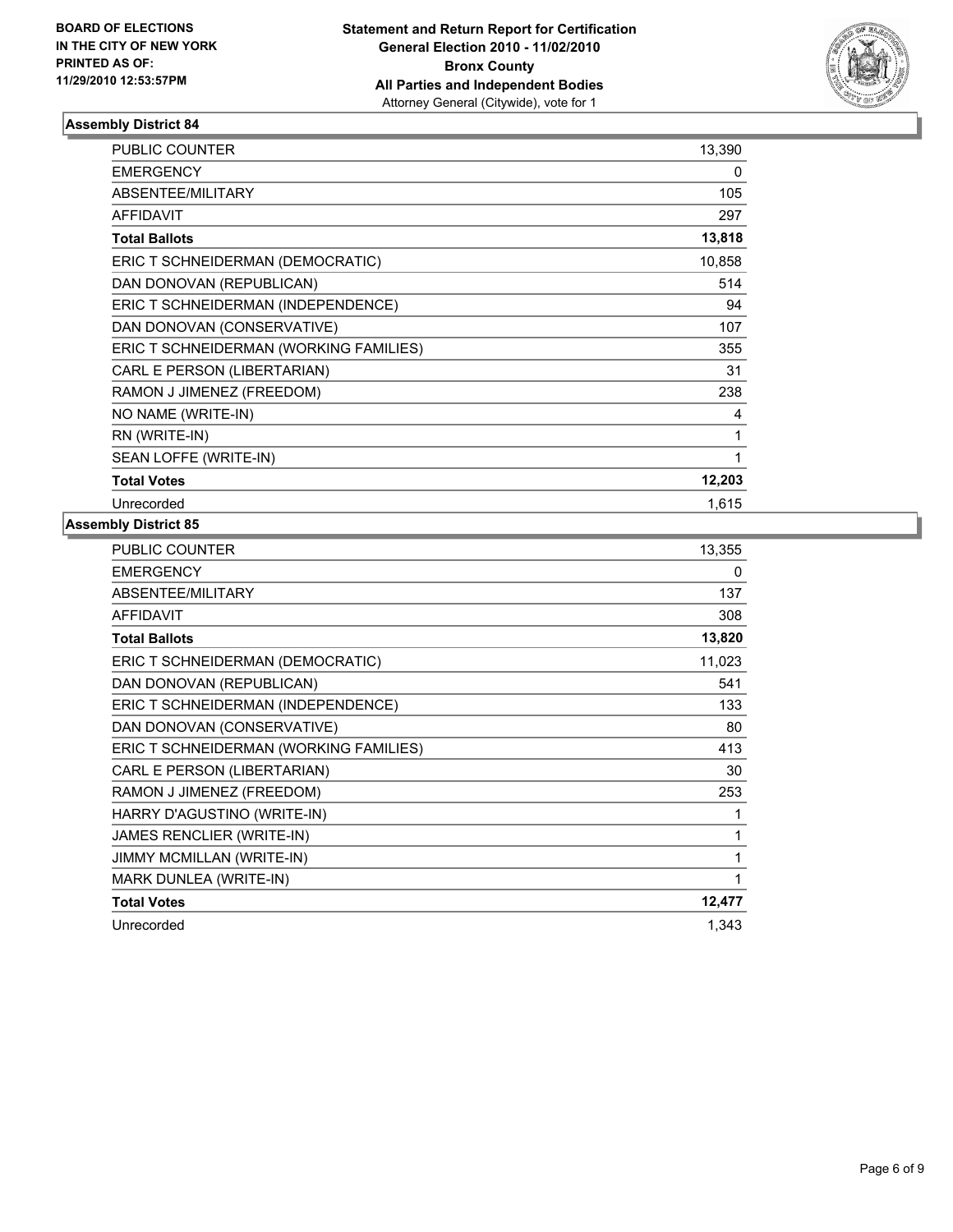BOARD OF ELECTIONS
IN THE CITY OF NEW YORK
PRINTED AS OF:
11/29/2010 12:53:57PM

**Statement and Return Report for Certification**
**General Election 2010 - 11/02/2010**
**Bronx County**
**All Parties and Independent Bodies**
Attorney General (Citywide), vote for 1

### Assembly District 84

| | |
|---|---|
| PUBLIC COUNTER | 13,390 |
| EMERGENCY | 0 |
| ABSENTEE/MILITARY | 105 |
| AFFIDAVIT | 297 |
| **Total Ballots** | **13,818** |
| ERIC T SCHNEIDERMAN (DEMOCRATIC) | 10,858 |
| DAN DONOVAN (REPUBLICAN) | 514 |
| ERIC T SCHNEIDERMAN (INDEPENDENCE) | 94 |
| DAN DONOVAN (CONSERVATIVE) | 107 |
| ERIC T SCHNEIDERMAN (WORKING FAMILIES) | 355 |
| CARL E PERSON (LIBERTARIAN) | 31 |
| RAMON J JIMENEZ (FREEDOM) | 238 |
| NO NAME (WRITE-IN) | 4 |
| RN (WRITE-IN) | 1 |
| SEAN LOFFE (WRITE-IN) | 1 |
| **Total Votes** | **12,203** |
| Unrecorded | 1,615 |

### Assembly District 85

| | |
|---|---|
| PUBLIC COUNTER | 13,355 |
| EMERGENCY | 0 |
| ABSENTEE/MILITARY | 137 |
| AFFIDAVIT | 308 |
| **Total Ballots** | **13,820** |
| ERIC T SCHNEIDERMAN (DEMOCRATIC) | 11,023 |
| DAN DONOVAN (REPUBLICAN) | 541 |
| ERIC T SCHNEIDERMAN (INDEPENDENCE) | 133 |
| DAN DONOVAN (CONSERVATIVE) | 80 |
| ERIC T SCHNEIDERMAN (WORKING FAMILIES) | 413 |
| CARL E PERSON (LIBERTARIAN) | 30 |
| RAMON J JIMENEZ (FREEDOM) | 253 |
| HARRY D'AGUSTINO (WRITE-IN) | 1 |
| JAMES RENCLIER (WRITE-IN) | 1 |
| JIMMY MCMILLAN (WRITE-IN) | 1 |
| MARK DUNLEA (WRITE-IN) | 1 |
| **Total Votes** | **12,477** |
| Unrecorded | 1,343 |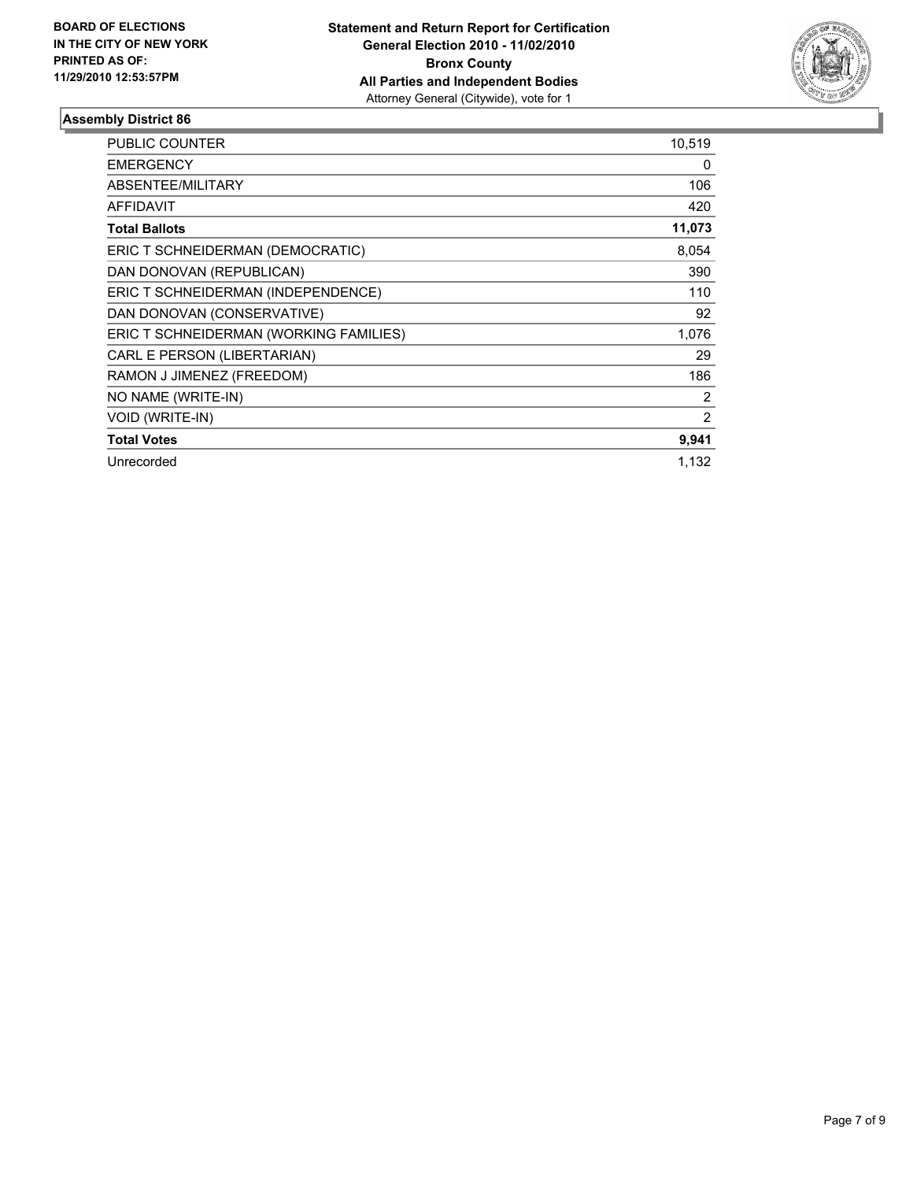**BOARD OF ELECTIONS IN THE CITY OF NEW YORK PRINTED AS OF: 11/29/2010 12:53:57PM**

**Statement and Return Report for Certification General Election 2010 - 11/02/2010 Bronx County All Parties and Independent Bodies**
Attorney General (Citywide), vote for 1

### Assembly District 86

| | |
|---|---|
| PUBLIC COUNTER | 10,519 |
| EMERGENCY | 0 |
| ABSENTEE/MILITARY | 106 |
| AFFIDAVIT | 420 |
| **Total Ballots** | **11,073** |
| ERIC T SCHNEIDERMAN (DEMOCRATIC) | 8,054 |
| DAN DONOVAN (REPUBLICAN) | 390 |
| ERIC T SCHNEIDERMAN (INDEPENDENCE) | 110 |
| DAN DONOVAN (CONSERVATIVE) | 92 |
| ERIC T SCHNEIDERMAN (WORKING FAMILIES) | 1,076 |
| CARL E PERSON (LIBERTARIAN) | 29 |
| RAMON J JIMENEZ (FREEDOM) | 186 |
| NO NAME (WRITE-IN) | 2 |
| VOID (WRITE-IN) | 2 |
| **Total Votes** | **9,941** |
| Unrecorded | 1,132 |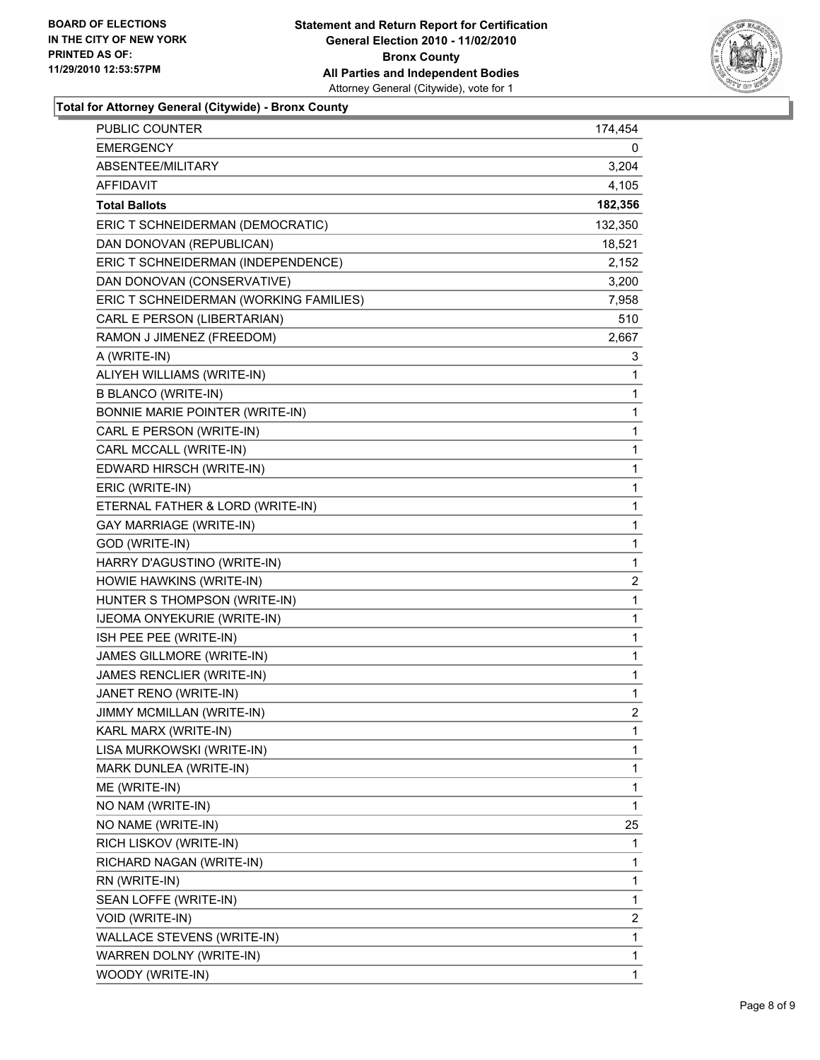**BOARD OF ELECTIONS IN THE CITY OF NEW YORK PRINTED AS OF: 11/29/2010 12:53:57PM**

**Statement and Return Report for Certification**
**General Election 2010 - 11/02/2010**
**Bronx County**
**All Parties and Independent Bodies**
Attorney General (Citywide), vote for 1

### Total for Attorney General (Citywide) - Bronx County

| | |
|---|---|
| PUBLIC COUNTER | 174,454 |
| EMERGENCY | 0 |
| ABSENTEE/MILITARY | 3,204 |
| AFFIDAVIT | 4,105 |
| **Total Ballots** | **182,356** |
| ERIC T SCHNEIDERMAN (DEMOCRATIC) | 132,350 |
| DAN DONOVAN (REPUBLICAN) | 18,521 |
| ERIC T SCHNEIDERMAN (INDEPENDENCE) | 2,152 |
| DAN DONOVAN (CONSERVATIVE) | 3,200 |
| ERIC T SCHNEIDERMAN (WORKING FAMILIES) | 7,958 |
| CARL E PERSON (LIBERTARIAN) | 510 |
| RAMON J JIMENEZ (FREEDOM) | 2,667 |
| A (WRITE-IN) | 3 |
| ALIYEH WILLIAMS (WRITE-IN) | 1 |
| B BLANCO (WRITE-IN) | 1 |
| BONNIE MARIE POINTER (WRITE-IN) | 1 |
| CARL E PERSON (WRITE-IN) | 1 |
| CARL MCCALL (WRITE-IN) | 1 |
| EDWARD HIRSCH (WRITE-IN) | 1 |
| ERIC (WRITE-IN) | 1 |
| ETERNAL FATHER & LORD (WRITE-IN) | 1 |
| GAY MARRIAGE (WRITE-IN) | 1 |
| GOD (WRITE-IN) | 1 |
| HARRY D'AGUSTINO (WRITE-IN) | 1 |
| HOWIE HAWKINS (WRITE-IN) | 2 |
| HUNTER S THOMPSON (WRITE-IN) | 1 |
| IJEOMA ONYEKURIE (WRITE-IN) | 1 |
| ISH PEE PEE (WRITE-IN) | 1 |
| JAMES GILLMORE (WRITE-IN) | 1 |
| JAMES RENCLIER (WRITE-IN) | 1 |
| JANET RENO (WRITE-IN) | 1 |
| JIMMY MCMILLAN (WRITE-IN) | 2 |
| KARL MARX (WRITE-IN) | 1 |
| LISA MURKOWSKI (WRITE-IN) | 1 |
| MARK DUNLEA (WRITE-IN) | 1 |
| ME (WRITE-IN) | 1 |
| NO NAM (WRITE-IN) | 1 |
| NO NAME (WRITE-IN) | 25 |
| RICH LISKOV (WRITE-IN) | 1 |
| RICHARD NAGAN (WRITE-IN) | 1 |
| RN (WRITE-IN) | 1 |
| SEAN LOFFE (WRITE-IN) | 1 |
| VOID (WRITE-IN) | 2 |
| WALLACE STEVENS (WRITE-IN) | 1 |
| WARREN DOLNY (WRITE-IN) | 1 |
| WOODY (WRITE-IN) | 1 |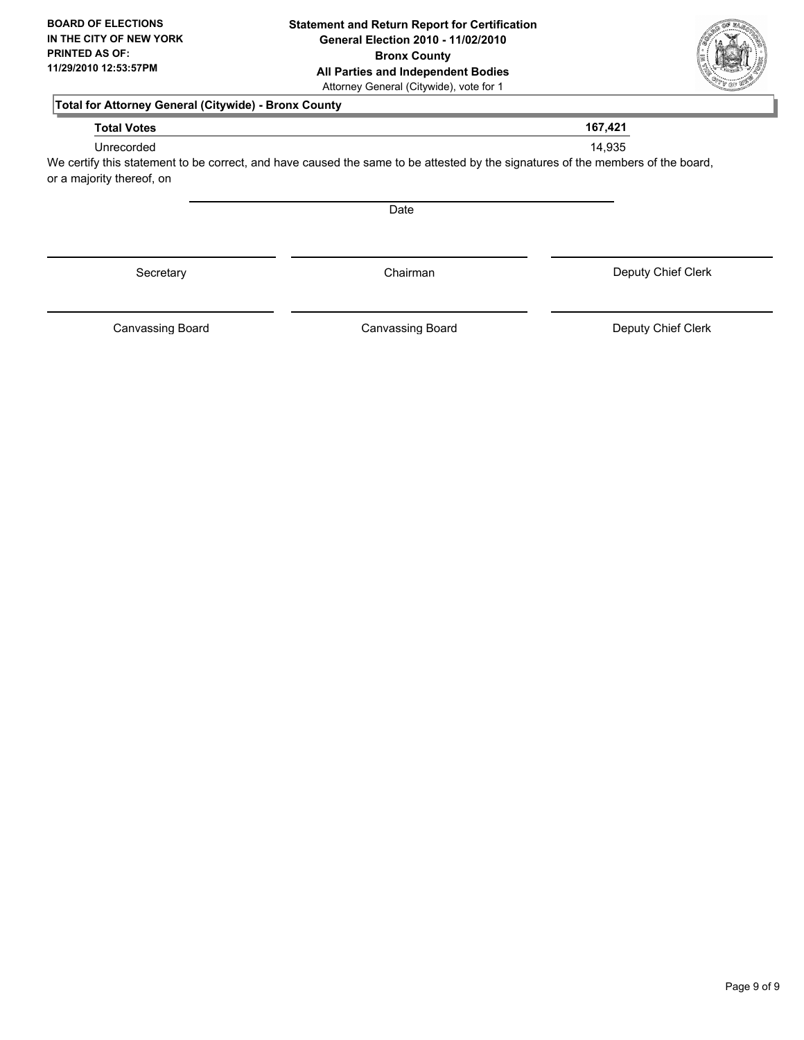**BOARD OF ELECTIONS IN THE CITY OF NEW YORK PRINTED AS OF: 11/29/2010 12:53:57PM**

**Statement and Return Report for Certification**
**General Election 2010 - 11/02/2010**
**Bronx County**
**All Parties and Independent Bodies**
Attorney General (Citywide), vote for 1

### Total for Attorney General (Citywide) - Bronx County

| | |
|---|---|
| **Total Votes** | **167,421** |
| Unrecorded | 14,935 |

We certify this statement to be correct, and have caused the same to be attested by the signatures of the members of the board, or a majority thereof, on

Date

| | | |
|---|---|---|
| Secretary | Chairman | Deputy Chief Clerk |
| Canvassing Board | Canvassing Board | Deputy Chief Clerk |